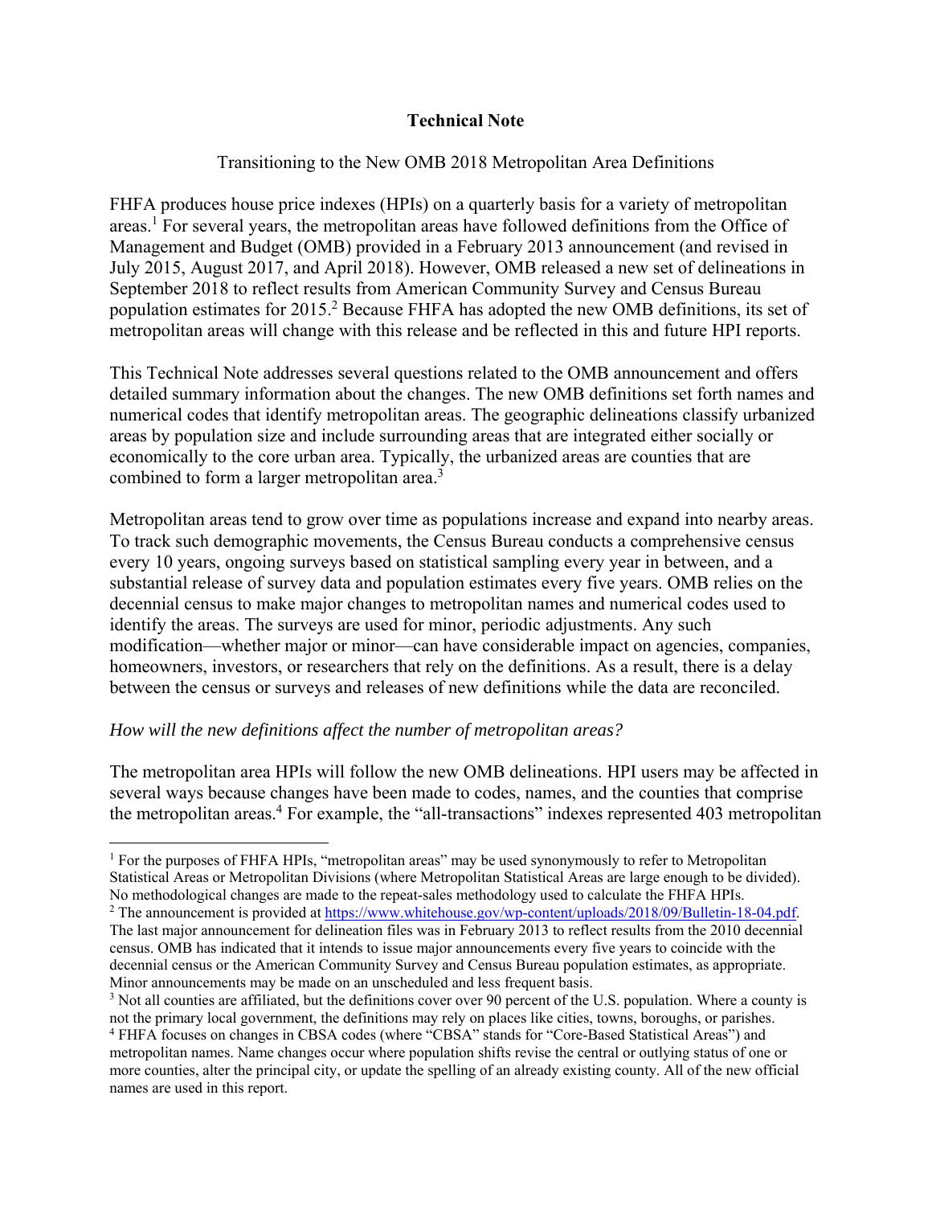**Technical Note**

Transitioning to the New OMB 2018 Metropolitan Area Definitions

FHFA produces house price indexes (HPIs) on a quarterly basis for a variety of metropolitan areas.[1] For several years, the metropolitan areas have followed definitions from the Office of Management and Budget (OMB) provided in a February 2013 announcement (and revised in July 2015, August 2017, and April 2018). However, OMB released a new set of delineations in September 2018 to reflect results from American Community Survey and Census Bureau population estimates for 2015.[2] Because FHFA has adopted the new OMB definitions, its set of metropolitan areas will change with this release and be reflected in this and future HPI reports.

This Technical Note addresses several questions related to the OMB announcement and offers detailed summary information about the changes. The new OMB definitions set forth names and numerical codes that identify metropolitan areas. The geographic delineations classify urbanized areas by population size and include surrounding areas that are integrated either socially or economically to the core urban area. Typically, the urbanized areas are counties that are combined to form a larger metropolitan area.[3]

Metropolitan areas tend to grow over time as populations increase and expand into nearby areas. To track such demographic movements, the Census Bureau conducts a comprehensive census every 10 years, ongoing surveys based on statistical sampling every year in between, and a substantial release of survey data and population estimates every five years. OMB relies on the decennial census to make major changes to metropolitan names and numerical codes used to identify the areas. The surveys are used for minor, periodic adjustments. Any such modification—whether major or minor—can have considerable impact on agencies, companies, homeowners, investors, or researchers that rely on the definitions. As a result, there is a delay between the census or surveys and releases of new definitions while the data are reconciled.

*How will the new definitions affect the number of metropolitan areas?*

The metropolitan area HPIs will follow the new OMB delineations. HPI users may be affected in several ways because changes have been made to codes, names, and the counties that comprise the metropolitan areas.[4] For example, the "all-transactions" indexes represented 403 metropolitan

---

[1] For the purposes of FHFA HPIs, "metropolitan areas" may be used synonymously to refer to Metropolitan Statistical Areas or Metropolitan Divisions (where Metropolitan Statistical Areas are large enough to be divided). No methodological changes are made to the repeat-sales methodology used to calculate the FHFA HPIs.

[2] The announcement is provided at https://www.whitehouse.gov/wp-content/uploads/2018/09/Bulletin-18-04.pdf. The last major announcement for delineation files was in February 2013 to reflect results from the 2010 decennial census. OMB has indicated that it intends to issue major announcements every five years to coincide with the decennial census or the American Community Survey and Census Bureau population estimates, as appropriate. Minor announcements may be made on an unscheduled and less frequent basis.

[3] Not all counties are affiliated, but the definitions cover over 90 percent of the U.S. population. Where a county is not the primary local government, the definitions may rely on places like cities, towns, boroughs, or parishes.

[4] FHFA focuses on changes in CBSA codes (where "CBSA" stands for "Core-Based Statistical Areas") and metropolitan names. Name changes occur where population shifts revise the central or outlying status of one or more counties, alter the principal city, or update the spelling of an already existing county. All of the new official names are used in this report.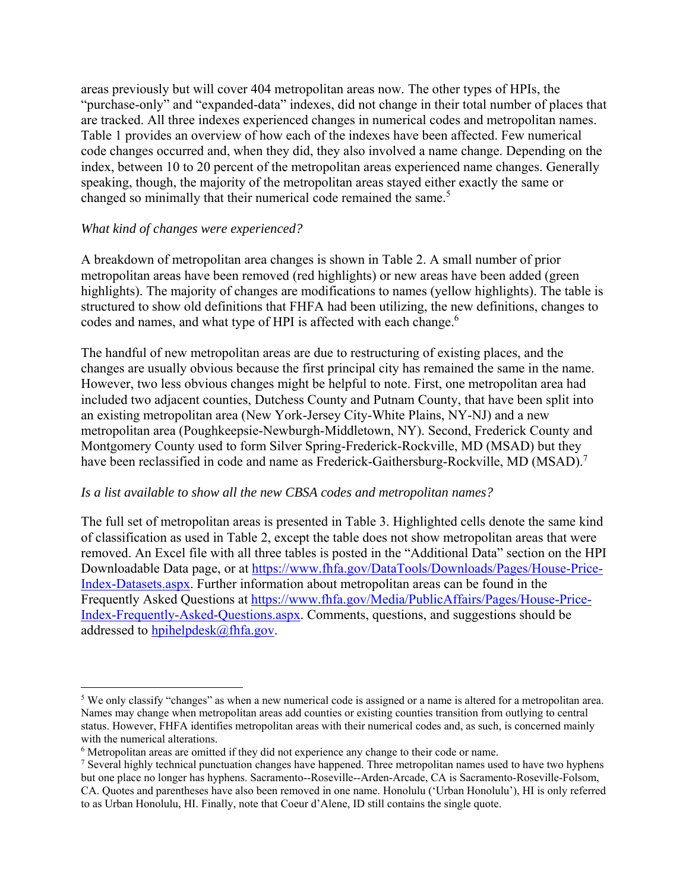areas previously but will cover 404 metropolitan areas now. The other types of HPIs, the "purchase-only" and "expanded-data" indexes, did not change in their total number of places that are tracked. All three indexes experienced changes in numerical codes and metropolitan names. Table 1 provides an overview of how each of the indexes have been affected. Few numerical code changes occurred and, when they did, they also involved a name change. Depending on the index, between 10 to 20 percent of the metropolitan areas experienced name changes. Generally speaking, though, the majority of the metropolitan areas stayed either exactly the same or changed so minimally that their numerical code remained the same.[5]

*What kind of changes were experienced?*

A breakdown of metropolitan area changes is shown in Table 2. A small number of prior metropolitan areas have been removed (red highlights) or new areas have been added (green highlights). The majority of changes are modifications to names (yellow highlights). The table is structured to show old definitions that FHFA had been utilizing, the new definitions, changes to codes and names, and what type of HPI is affected with each change.[6]

The handful of new metropolitan areas are due to restructuring of existing places, and the changes are usually obvious because the first principal city has remained the same in the name. However, two less obvious changes might be helpful to note. First, one metropolitan area had included two adjacent counties, Dutchess County and Putnam County, that have been split into an existing metropolitan area (New York-Jersey City-White Plains, NY-NJ) and a new metropolitan area (Poughkeepsie-Newburgh-Middletown, NY). Second, Frederick County and Montgomery County used to form Silver Spring-Frederick-Rockville, MD (MSAD) but they have been reclassified in code and name as Frederick-Gaithersburg-Rockville, MD (MSAD).[7]

*Is a list available to show all the new CBSA codes and metropolitan names?*

The full set of metropolitan areas is presented in Table 3. Highlighted cells denote the same kind of classification as used in Table 2, except the table does not show metropolitan areas that were removed. An Excel file with all three tables is posted in the "Additional Data" section on the HPI Downloadable Data page, or at https://www.fhfa.gov/DataTools/Downloads/Pages/House-Price-Index-Datasets.aspx. Further information about metropolitan areas can be found in the Frequently Asked Questions at https://www.fhfa.gov/Media/PublicAffairs/Pages/House-Price-Index-Frequently-Asked-Questions.aspx. Comments, questions, and suggestions should be addressed to hpihelpdesk@fhfa.gov.

---

[5] We only classify "changes" as when a new numerical code is assigned or a name is altered for a metropolitan area. Names may change when metropolitan areas add counties or existing counties transition from outlying to central status. However, FHFA identifies metropolitan areas with their numerical codes and, as such, is concerned mainly with the numerical alterations.

[6] Metropolitan areas are omitted if they did not experience any change to their code or name.

[7] Several highly technical punctuation changes have happened. Three metropolitan names used to have two hyphens but one place no longer has hyphens. Sacramento--Roseville--Arden-Arcade, CA is Sacramento-Roseville-Folsom, CA. Quotes and parentheses have also been removed in one name. Honolulu ('Urban Honolulu'), HI is only referred to as Urban Honolulu, HI. Finally, note that Coeur d'Alene, ID still contains the single quote.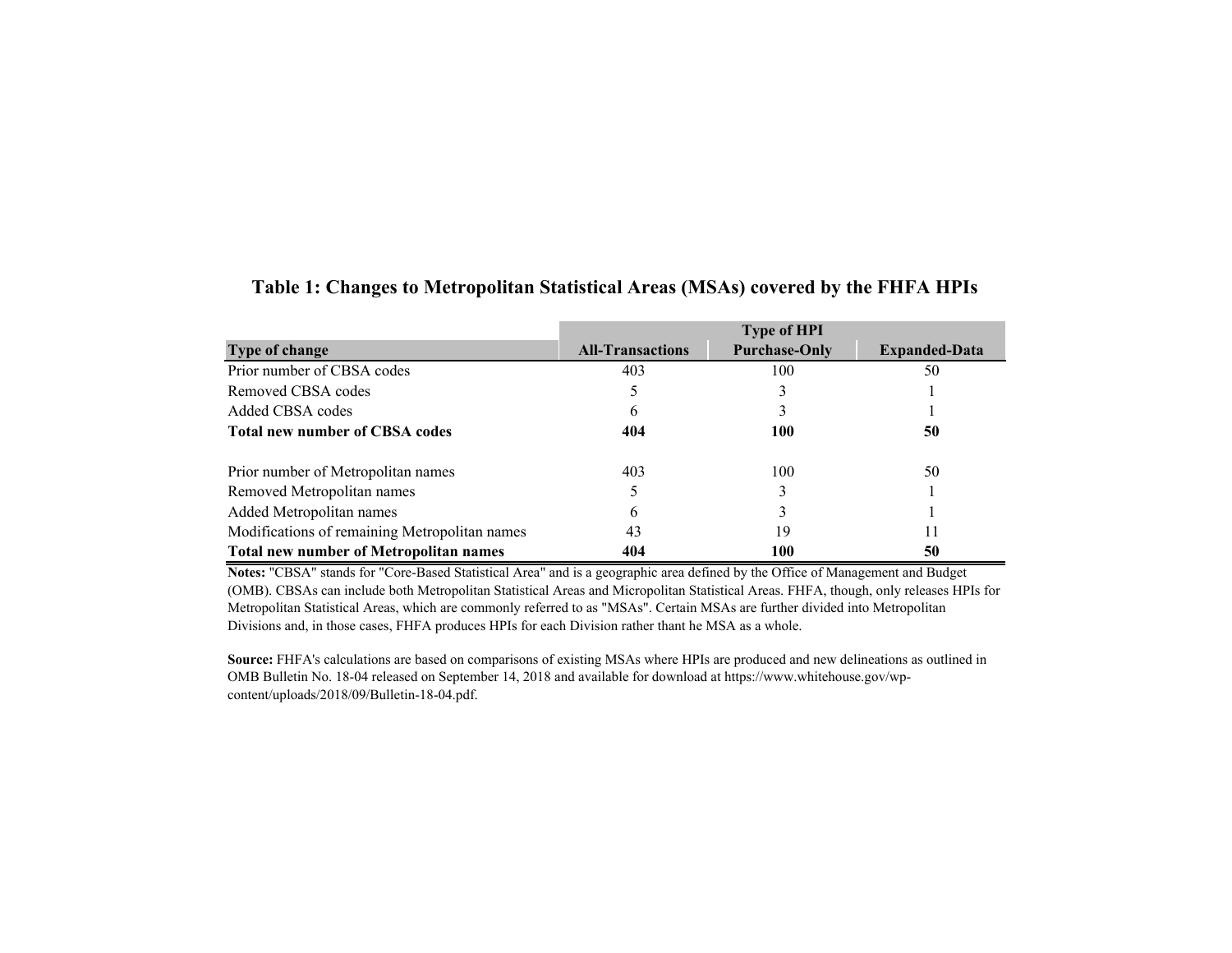**Table 1: Changes to Metropolitan Statistical Areas (MSAs) covered by the FHFA HPIs**

| | Type of HPI | | |
|---|---|---|---|
| **Type of change** | **All-Transactions** | **Purchase-Only** | **Expanded-Data** |
| Prior number of CBSA codes | 403 | 100 | 50 |
| Removed CBSA codes | 5 | 3 | 1 |
| Added CBSA codes | 6 | 3 | 1 |
| **Total new number of CBSA codes** | **404** | **100** | **50** |
| | | | |
| Prior number of Metropolitan names | 403 | 100 | 50 |
| Removed Metropolitan names | 5 | 3 | 1 |
| Added Metropolitan names | 6 | 3 | 1 |
| Modifications of remaining Metropolitan names | 43 | 19 | 11 |
| **Total new number of Metropolitan names** | **404** | **100** | **50** |

**Notes:** "CBSA" stands for "Core-Based Statistical Area" and is a geographic area defined by the Office of Management and Budget (OMB). CBSAs can include both Metropolitan Statistical Areas and Micropolitan Statistical Areas. FHFA, though, only releases HPIs for Metropolitan Statistical Areas, which are commonly referred to as "MSAs". Certain MSAs are further divided into Metropolitan Divisions and, in those cases, FHFA produces HPIs for each Division rather thant he MSA as a whole.

**Source:** FHFA's calculations are based on comparisons of existing MSAs where HPIs are produced and new delineations as outlined in OMB Bulletin No. 18-04 released on September 14, 2018 and available for download at https://www.whitehouse.gov/wp-content/uploads/2018/09/Bulletin-18-04.pdf.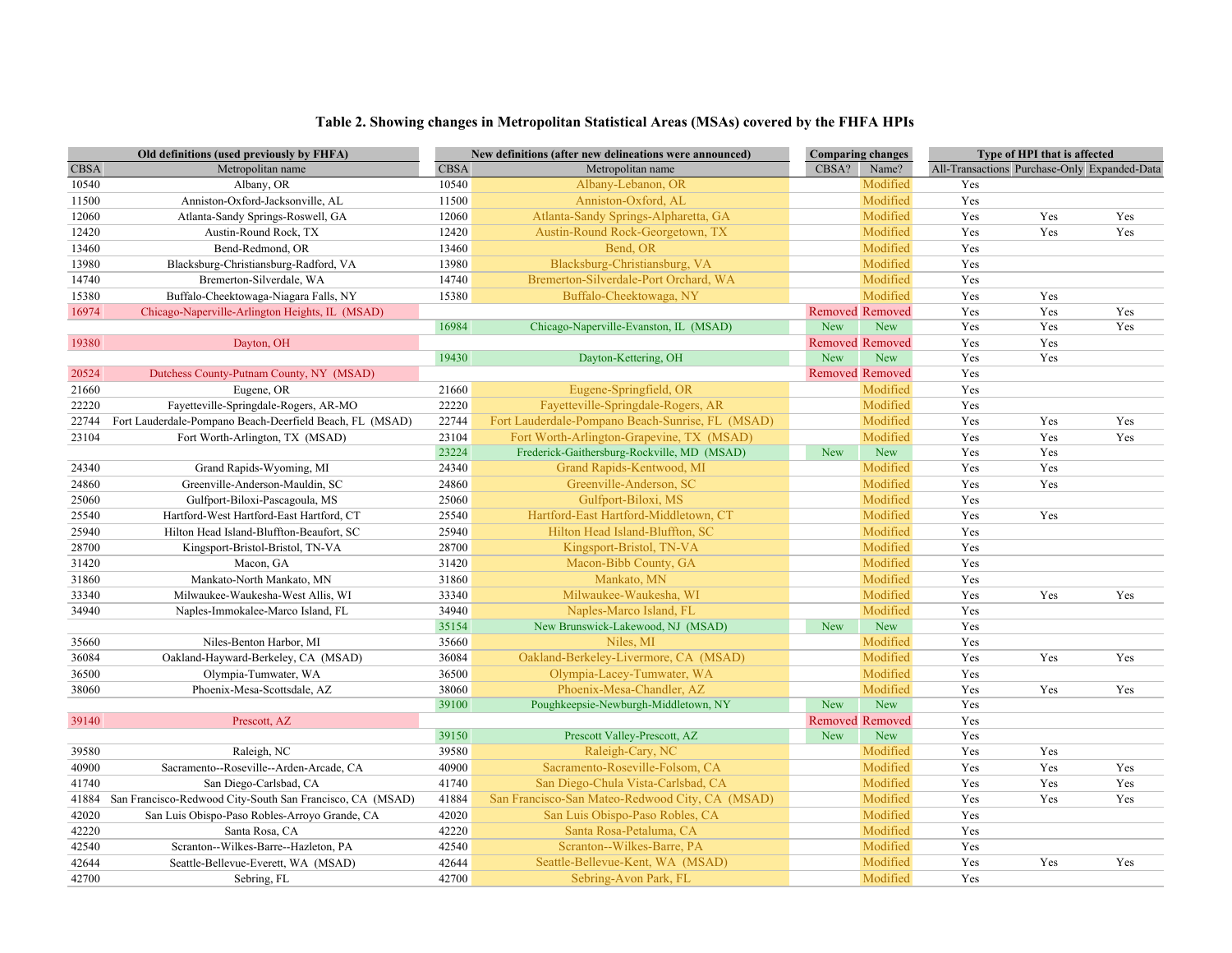# Table 2. Showing changes in Metropolitan Statistical Areas (MSAs) covered by the FHFA HPIs

| Old definitions (used previously by FHFA) | | New definitions (after new delineations were announced) | | Comparing changes | | Type of HPI that is affected | | |
|---|---|---|---|---|---|---|---|---|
| CBSA | Metropolitan name | CBSA | Metropolitan name | CBSA? | Name? | All-Transactions | Purchase-Only | Expanded-Data |
| 10540 | Albany, OR | 10540 | Albany-Lebanon, OR | | Modified | Yes | | |
| 11500 | Anniston-Oxford-Jacksonville, AL | 11500 | Anniston-Oxford, AL | | Modified | Yes | | |
| 12060 | Atlanta-Sandy Springs-Roswell, GA | 12060 | Atlanta-Sandy Springs-Alpharetta, GA | | Modified | Yes | Yes | Yes |
| 12420 | Austin-Round Rock, TX | 12420 | Austin-Round Rock-Georgetown, TX | | Modified | Yes | Yes | Yes |
| 13460 | Bend-Redmond, OR | 13460 | Bend, OR | | Modified | Yes | | |
| 13980 | Blacksburg-Christiansburg-Radford, VA | 13980 | Blacksburg-Christiansburg, VA | | Modified | Yes | | |
| 14740 | Bremerton-Silverdale, WA | 14740 | Bremerton-Silverdale-Port Orchard, WA | | Modified | Yes | | |
| 15380 | Buffalo-Cheektowaga-Niagara Falls, NY | 15380 | Buffalo-Cheektowaga, NY | | Modified | Yes | Yes | |
| 16974 | Chicago-Naperville-Arlington Heights, IL (MSAD) | | | Removed | Removed | Yes | Yes | Yes |
| | | 16984 | Chicago-Naperville-Evanston, IL (MSAD) | New | New | Yes | Yes | Yes |
| 19380 | Dayton, OH | | | Removed | Removed | Yes | Yes | |
| | | 19430 | Dayton-Kettering, OH | New | New | Yes | Yes | |
| 20524 | Dutchess County-Putnam County, NY (MSAD) | | | Removed | Removed | Yes | | |
| 21660 | Eugene, OR | 21660 | Eugene-Springfield, OR | | Modified | Yes | | |
| 22220 | Fayetteville-Springdale-Rogers, AR-MO | 22220 | Fayetteville-Springdale-Rogers, AR | | Modified | Yes | | |
| 22744 | Fort Lauderdale-Pompano Beach-Deerfield Beach, FL (MSAD) | 22744 | Fort Lauderdale-Pompano Beach-Sunrise, FL (MSAD) | | Modified | Yes | Yes | Yes |
| 23104 | Fort Worth-Arlington, TX (MSAD) | 23104 | Fort Worth-Arlington-Grapevine, TX (MSAD) | | Modified | Yes | Yes | Yes |
| | | 23224 | Frederick-Gaithersburg-Rockville, MD (MSAD) | New | New | Yes | Yes | |
| 24340 | Grand Rapids-Wyoming, MI | 24340 | Grand Rapids-Kentwood, MI | | Modified | Yes | Yes | |
| 24860 | Greenville-Anderson-Mauldin, SC | 24860 | Greenville-Anderson, SC | | Modified | Yes | Yes | |
| 25060 | Gulfport-Biloxi-Pascagoula, MS | 25060 | Gulfport-Biloxi, MS | | Modified | Yes | | |
| 25540 | Hartford-West Hartford-East Hartford, CT | 25540 | Hartford-East Hartford-Middletown, CT | | Modified | Yes | Yes | |
| 25940 | Hilton Head Island-Bluffton-Beaufort, SC | 25940 | Hilton Head Island-Bluffton, SC | | Modified | Yes | | |
| 28700 | Kingsport-Bristol-Bristol, TN-VA | 28700 | Kingsport-Bristol, TN-VA | | Modified | Yes | | |
| 31420 | Macon, GA | 31420 | Macon-Bibb County, GA | | Modified | Yes | | |
| 31860 | Mankato-North Mankato, MN | 31860 | Mankato, MN | | Modified | Yes | | |
| 33340 | Milwaukee-Waukesha-West Allis, WI | 33340 | Milwaukee-Waukesha, WI | | Modified | Yes | Yes | Yes |
| 34940 | Naples-Immokalee-Marco Island, FL | 34940 | Naples-Marco Island, FL | | Modified | Yes | | |
| | | 35154 | New Brunswick-Lakewood, NJ (MSAD) | New | New | Yes | | |
| 35660 | Niles-Benton Harbor, MI | 35660 | Niles, MI | | Modified | Yes | | |
| 36084 | Oakland-Hayward-Berkeley, CA (MSAD) | 36084 | Oakland-Berkeley-Livermore, CA (MSAD) | | Modified | Yes | Yes | Yes |
| 36500 | Olympia-Tumwater, WA | 36500 | Olympia-Lacey-Tumwater, WA | | Modified | Yes | | |
| 38060 | Phoenix-Mesa-Scottsdale, AZ | 38060 | Phoenix-Mesa-Chandler, AZ | | Modified | Yes | Yes | Yes |
| | | 39100 | Poughkeepsie-Newburgh-Middletown, NY | New | New | Yes | | |
| 39140 | Prescott, AZ | | | Removed | Removed | Yes | | |
| | | 39150 | Prescott Valley-Prescott, AZ | New | New | Yes | | |
| 39580 | Raleigh, NC | 39580 | Raleigh-Cary, NC | | Modified | Yes | Yes | |
| 40900 | Sacramento--Roseville--Arden-Arcade, CA | 40900 | Sacramento-Roseville-Folsom, CA | | Modified | Yes | Yes | Yes |
| 41740 | San Diego-Carlsbad, CA | 41740 | San Diego-Chula Vista-Carlsbad, CA | | Modified | Yes | Yes | Yes |
| 41884 | San Francisco-Redwood City-South San Francisco, CA (MSAD) | 41884 | San Francisco-San Mateo-Redwood City, CA (MSAD) | | Modified | Yes | Yes | Yes |
| 42020 | San Luis Obispo-Paso Robles-Arroyo Grande, CA | 42020 | San Luis Obispo-Paso Robles, CA | | Modified | Yes | | |
| 42220 | Santa Rosa, CA | 42220 | Santa Rosa-Petaluma, CA | | Modified | Yes | | |
| 42540 | Scranton--Wilkes-Barre--Hazleton, PA | 42540 | Scranton--Wilkes-Barre, PA | | Modified | Yes | | |
| 42644 | Seattle-Bellevue-Everett, WA (MSAD) | 42644 | Seattle-Bellevue-Kent, WA (MSAD) | | Modified | Yes | Yes | Yes |
| 42700 | Sebring, FL | 42700 | Sebring-Avon Park, FL | | Modified | Yes | | |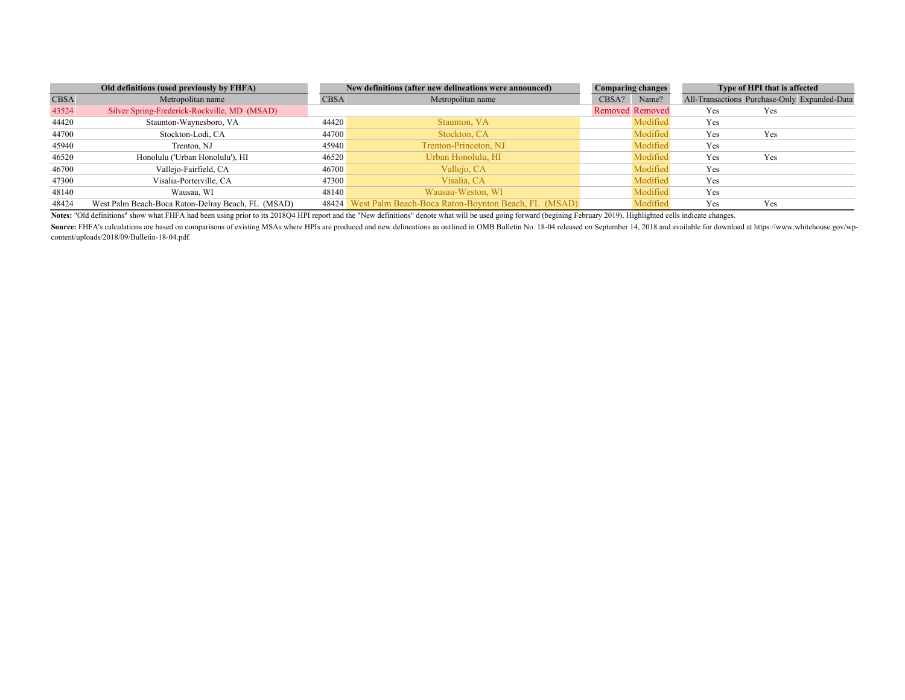| Old definitions (used previously by FHFA) | | New definitions (after new delineations were announced) | | Comparing changes | | Type of HPI that is affected | | |
|---|---|---|---|---|---|---|---|---|
| CBSA | Metropolitan name | CBSA | Metropolitan name | CBSA? | Name? | All-Transactions | Purchase-Only | Expanded-Data |
| 43524 | Silver Spring-Frederick-Rockville, MD (MSAD) | | | Removed | Removed | Yes | Yes | |
| 44420 | Staunton-Waynesboro, VA | 44420 | Staunton, VA | | Modified | Yes | | |
| 44700 | Stockton-Lodi, CA | 44700 | Stockton, CA | | Modified | Yes | Yes | |
| 45940 | Trenton, NJ | 45940 | Trenton-Princeton, NJ | | Modified | Yes | | |
| 46520 | Honolulu ('Urban Honolulu'), HI | 46520 | Urban Honolulu, HI | | Modified | Yes | Yes | |
| 46700 | Vallejo-Fairfield, CA | 46700 | Vallejo, CA | | Modified | Yes | | |
| 47300 | Visalia-Porterville, CA | 47300 | Visalia, CA | | Modified | Yes | | |
| 48140 | Wausau, WI | 48140 | Wausau-Weston, WI | | Modified | Yes | | |
| 48424 | West Palm Beach-Boca Raton-Delray Beach, FL (MSAD) | 48424 | West Palm Beach-Boca Raton-Boynton Beach, FL (MSAD) | | Modified | Yes | Yes | |

**Notes:** "Old definitions" show what FHFA had been using prior to its 2018Q4 HPI report and the "New definitions" denote what will be used going forward (begining February 2019). Highlighted cells indicate changes.

**Source:** FHFA's calculations are based on comparisons of existing MSAs where HPIs are produced and new delineations as outlined in OMB Bulletin No. 18-04 released on September 14, 2018 and available for download at https://www.whitehouse.gov/wp-content/uploads/2018/09/Bulletin-18-04.pdf.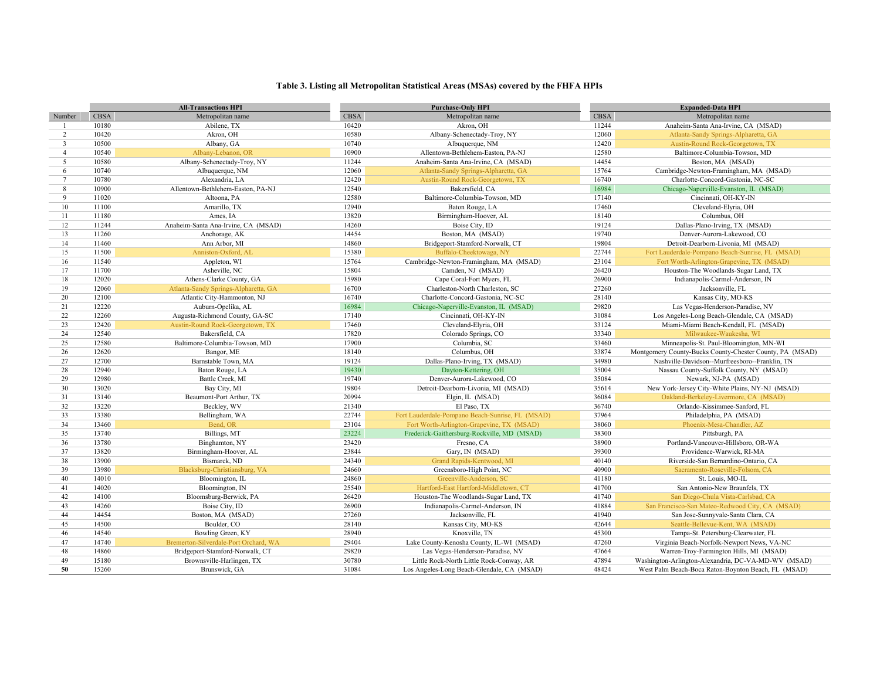**Table 3. Listing all Metropolitan Statistical Areas (MSAs) covered by the FHFA HPIs**

| | All-Transactions HPI | | Purchase-Only HPI | | Expanded-Data HPI | |
|---|---|---|---|---|---|---|
| Number | CBSA | Metropolitan name | CBSA | Metropolitan name | CBSA | Metropolitan name |
| 1 | 10180 | Abilene, TX | 10420 | Akron, OH | 11244 | Anaheim-Santa Ana-Irvine, CA (MSAD) |
| 2 | 10420 | Akron, OH | 10580 | Albany-Schenectady-Troy, NY | 12060 | Atlanta-Sandy Springs-Alpharetta, GA |
| 3 | 10500 | Albany, GA | 10740 | Albuquerque, NM | 12420 | Austin-Round Rock-Georgetown, TX |
| 4 | 10540 | Albany-Lebanon, OR | 10900 | Allentown-Bethlehem-Easton, PA-NJ | 12580 | Baltimore-Columbia-Towson, MD |
| 5 | 10580 | Albany-Schenectady-Troy, NY | 11244 | Anaheim-Santa Ana-Irvine, CA (MSAD) | 14454 | Boston, MA (MSAD) |
| 6 | 10740 | Albuquerque, NM | 12060 | Atlanta-Sandy Springs-Alpharetta, GA | 15764 | Cambridge-Newton-Framingham, MA (MSAD) |
| 7 | 10780 | Alexandria, LA | 12420 | Austin-Round Rock-Georgetown, TX | 16740 | Charlotte-Concord-Gastonia, NC-SC |
| 8 | 10900 | Allentown-Bethlehem-Easton, PA-NJ | 12540 | Bakersfield, CA | 16984 | Chicago-Naperville-Evanston, IL (MSAD) |
| 9 | 11020 | Altoona, PA | 12580 | Baltimore-Columbia-Towson, MD | 17140 | Cincinnati, OH-KY-IN |
| 10 | 11100 | Amarillo, TX | 12940 | Baton Rouge, LA | 17460 | Cleveland-Elyria, OH |
| 11 | 11180 | Ames, IA | 13820 | Birmingham-Hoover, AL | 18140 | Columbus, OH |
| 12 | 11244 | Anaheim-Santa Ana-Irvine, CA (MSAD) | 14260 | Boise City, ID | 19124 | Dallas-Plano-Irving, TX (MSAD) |
| 13 | 11260 | Anchorage, AK | 14454 | Boston, MA (MSAD) | 19740 | Denver-Aurora-Lakewood, CO |
| 14 | 11460 | Ann Arbor, MI | 14860 | Bridgeport-Stamford-Norwalk, CT | 19804 | Detroit-Dearborn-Livonia, MI (MSAD) |
| 15 | 11500 | Anniston-Oxford, AL | 15380 | Buffalo-Cheektowaga, NY | 22744 | Fort Lauderdale-Pompano Beach-Sunrise, FL (MSAD) |
| 16 | 11540 | Appleton, WI | 15764 | Cambridge-Newton-Framingham, MA (MSAD) | 23104 | Fort Worth-Arlington-Grapevine, TX (MSAD) |
| 17 | 11700 | Asheville, NC | 15804 | Camden, NJ (MSAD) | 26420 | Houston-The Woodlands-Sugar Land, TX |
| 18 | 12020 | Athens-Clarke County, GA | 15980 | Cape Coral-Fort Myers, FL | 26900 | Indianapolis-Carmel-Anderson, IN |
| 19 | 12060 | Atlanta-Sandy Springs-Alpharetta, GA | 16700 | Charleston-North Charleston, SC | 27260 | Jacksonville, FL |
| 20 | 12100 | Atlantic City-Hammonton, NJ | 16740 | Charlotte-Concord-Gastonia, NC-SC | 28140 | Kansas City, MO-KS |
| 21 | 12220 | Auburn-Opelika, AL | 16984 | Chicago-Naperville-Evanston, IL (MSAD) | 29820 | Las Vegas-Henderson-Paradise, NV |
| 22 | 12260 | Augusta-Richmond County, GA-SC | 17140 | Cincinnati, OH-KY-IN | 31084 | Los Angeles-Long Beach-Glendale, CA (MSAD) |
| 23 | 12420 | Austin-Round Rock-Georgetown, TX | 17460 | Cleveland-Elyria, OH | 33124 | Miami-Miami Beach-Kendall, FL (MSAD) |
| 24 | 12540 | Bakersfield, CA | 17820 | Colorado Springs, CO | 33340 | Milwaukee-Waukesha, WI |
| 25 | 12580 | Baltimore-Columbia-Towson, MD | 17900 | Columbia, SC | 33460 | Minneapolis-St. Paul-Bloomington, MN-WI |
| 26 | 12620 | Bangor, ME | 18140 | Columbus, OH | 33874 | Montgomery County-Bucks County-Chester County, PA (MSAD) |
| 27 | 12700 | Barnstable Town, MA | 19124 | Dallas-Plano-Irving, TX (MSAD) | 34980 | Nashville-Davidson--Murfreesboro--Franklin, TN |
| 28 | 12940 | Baton Rouge, LA | 19430 | Dayton-Kettering, OH | 35004 | Nassau County-Suffolk County, NY (MSAD) |
| 29 | 12980 | Battle Creek, MI | 19740 | Denver-Aurora-Lakewood, CO | 35084 | Newark, NJ-PA (MSAD) |
| 30 | 13020 | Bay City, MI | 19804 | Detroit-Dearborn-Livonia, MI (MSAD) | 35614 | New York-Jersey City-White Plains, NY-NJ (MSAD) |
| 31 | 13140 | Beaumont-Port Arthur, TX | 20994 | Elgin, IL (MSAD) | 36084 | Oakland-Berkeley-Livermore, CA (MSAD) |
| 32 | 13220 | Beckley, WV | 21340 | El Paso, TX | 36740 | Orlando-Kissimmee-Sanford, FL |
| 33 | 13380 | Bellingham, WA | 22744 | Fort Lauderdale-Pompano Beach-Sunrise, FL (MSAD) | 37964 | Philadelphia, PA (MSAD) |
| 34 | 13460 | Bend, OR | 23104 | Fort Worth-Arlington-Grapevine, TX (MSAD) | 38060 | Phoenix-Mesa-Chandler, AZ |
| 35 | 13740 | Billings, MT | 23224 | Frederick-Gaithersburg-Rockville, MD (MSAD) | 38300 | Pittsburgh, PA |
| 36 | 13780 | Binghamton, NY | 23420 | Fresno, CA | 38900 | Portland-Vancouver-Hillsboro, OR-WA |
| 37 | 13820 | Birmingham-Hoover, AL | 23844 | Gary, IN (MSAD) | 39300 | Providence-Warwick, RI-MA |
| 38 | 13900 | Bismarck, ND | 24340 | Grand Rapids-Kentwood, MI | 40140 | Riverside-San Bernardino-Ontario, CA |
| 39 | 13980 | Blacksburg-Christiansburg, VA | 24660 | Greensboro-High Point, NC | 40900 | Sacramento-Roseville-Folsom, CA |
| 40 | 14010 | Bloomington, IL | 24860 | Greenville-Anderson, SC | 41180 | St. Louis, MO-IL |
| 41 | 14020 | Bloomington, IN | 25540 | Hartford-East Hartford-Middletown, CT | 41700 | San Antonio-New Braunfels, TX |
| 42 | 14100 | Bloomsburg-Berwick, PA | 26420 | Houston-The Woodlands-Sugar Land, TX | 41740 | San Diego-Chula Vista-Carlsbad, CA |
| 43 | 14260 | Boise City, ID | 26900 | Indianapolis-Carmel-Anderson, IN | 41884 | San Francisco-San Mateo-Redwood City, CA (MSAD) |
| 44 | 14454 | Boston, MA (MSAD) | 27260 | Jacksonville, FL | 41940 | San Jose-Sunnyvale-Santa Clara, CA |
| 45 | 14500 | Boulder, CO | 28140 | Kansas City, MO-KS | 42644 | Seattle-Bellevue-Kent, WA (MSAD) |
| 46 | 14540 | Bowling Green, KY | 28940 | Knoxville, TN | 45300 | Tampa-St. Petersburg-Clearwater, FL |
| 47 | 14740 | Bremerton-Silverdale-Port Orchard, WA | 29404 | Lake County-Kenosha County, IL-WI (MSAD) | 47260 | Virginia Beach-Norfolk-Newport News, VA-NC |
| 48 | 14860 | Bridgeport-Stamford-Norwalk, CT | 29820 | Las Vegas-Henderson-Paradise, NV | 47664 | Warren-Troy-Farmington Hills, MI (MSAD) |
| 49 | 15180 | Brownsville-Harlingen, TX | 30780 | Little Rock-North Little Rock-Conway, AR | 47894 | Washington-Arlington-Alexandria, DC-VA-MD-WV (MSAD) |
| **50** | 15260 | Brunswick, GA | 31084 | Los Angeles-Long Beach-Glendale, CA (MSAD) | 48424 | West Palm Beach-Boca Raton-Boynton Beach, FL (MSAD) |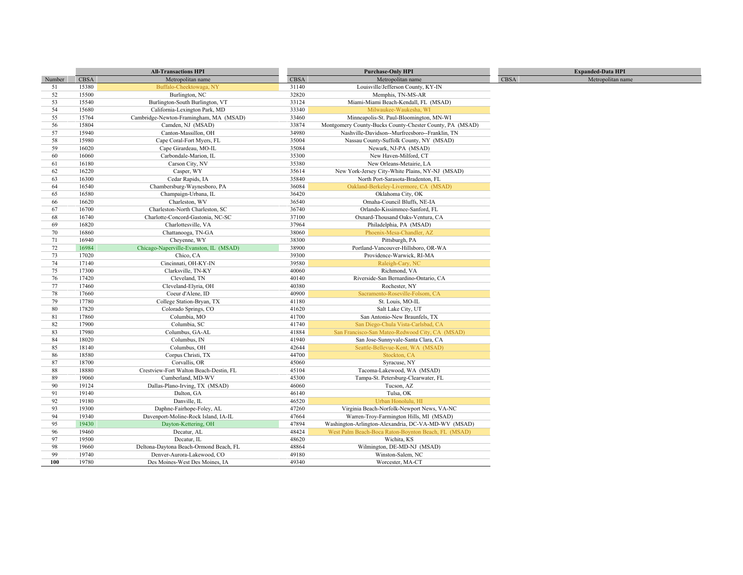| | All-Transactions HPI | | Purchase-Only HPI | | Expanded-Data HPI | |
|---|---|---|---|---|---|---|
| Number | CBSA | Metropolitan name | CBSA | Metropolitan name | CBSA | Metropolitan name |
| 51 | 15380 | Buffalo-Cheektowaga, NY | 31140 | Louisville/Jefferson County, KY-IN | | |
| 52 | 15500 | Burlington, NC | 32820 | Memphis, TN-MS-AR | | |
| 53 | 15540 | Burlington-South Burlington, VT | 33124 | Miami-Miami Beach-Kendall, FL (MSAD) | | |
| 54 | 15680 | California-Lexington Park, MD | 33340 | Milwaukee-Waukesha, WI | | |
| 55 | 15764 | Cambridge-Newton-Framingham, MA (MSAD) | 33460 | Minneapolis-St. Paul-Bloomington, MN-WI | | |
| 56 | 15804 | Camden, NJ (MSAD) | 33874 | Montgomery County-Bucks County-Chester County, PA (MSAD) | | |
| 57 | 15940 | Canton-Massillon, OH | 34980 | Nashville-Davidson--Murfreesboro--Franklin, TN | | |
| 58 | 15980 | Cape Coral-Fort Myers, FL | 35004 | Nassau County-Suffolk County, NY (MSAD) | | |
| 59 | 16020 | Cape Girardeau, MO-IL | 35084 | Newark, NJ-PA (MSAD) | | |
| 60 | 16060 | Carbondale-Marion, IL | 35300 | New Haven-Milford, CT | | |
| 61 | 16180 | Carson City, NV | 35380 | New Orleans-Metairie, LA | | |
| 62 | 16220 | Casper, WY | 35614 | New York-Jersey City-White Plains, NY-NJ (MSAD) | | |
| 63 | 16300 | Cedar Rapids, IA | 35840 | North Port-Sarasota-Bradenton, FL | | |
| 64 | 16540 | Chambersburg-Waynesboro, PA | 36084 | Oakland-Berkeley-Livermore, CA (MSAD) | | |
| 65 | 16580 | Champaign-Urbana, IL | 36420 | Oklahoma City, OK | | |
| 66 | 16620 | Charleston, WV | 36540 | Omaha-Council Bluffs, NE-IA | | |
| 67 | 16700 | Charleston-North Charleston, SC | 36740 | Orlando-Kissimmee-Sanford, FL | | |
| 68 | 16740 | Charlotte-Concord-Gastonia, NC-SC | 37100 | Oxnard-Thousand Oaks-Ventura, CA | | |
| 69 | 16820 | Charlottesville, VA | 37964 | Philadelphia, PA (MSAD) | | |
| 70 | 16860 | Chattanooga, TN-GA | 38060 | Phoenix-Mesa-Chandler, AZ | | |
| 71 | 16940 | Cheyenne, WY | 38300 | Pittsburgh, PA | | |
| 72 | 16984 | Chicago-Naperville-Evanston, IL (MSAD) | 38900 | Portland-Vancouver-Hillsboro, OR-WA | | |
| 73 | 17020 | Chico, CA | 39300 | Providence-Warwick, RI-MA | | |
| 74 | 17140 | Cincinnati, OH-KY-IN | 39580 | Raleigh-Cary, NC | | |
| 75 | 17300 | Clarksville, TN-KY | 40060 | Richmond, VA | | |
| 76 | 17420 | Cleveland, TN | 40140 | Riverside-San Bernardino-Ontario, CA | | |
| 77 | 17460 | Cleveland-Elyria, OH | 40380 | Rochester, NY | | |
| 78 | 17660 | Coeur d'Alene, ID | 40900 | Sacramento-Roseville-Folsom, CA | | |
| 79 | 17780 | College Station-Bryan, TX | 41180 | St. Louis, MO-IL | | |
| 80 | 17820 | Colorado Springs, CO | 41620 | Salt Lake City, UT | | |
| 81 | 17860 | Columbia, MO | 41700 | San Antonio-New Braunfels, TX | | |
| 82 | 17900 | Columbia, SC | 41740 | San Diego-Chula Vista-Carlsbad, CA | | |
| 83 | 17980 | Columbus, GA-AL | 41884 | San Francisco-San Mateo-Redwood City, CA (MSAD) | | |
| 84 | 18020 | Columbus, IN | 41940 | San Jose-Sunnyvale-Santa Clara, CA | | |
| 85 | 18140 | Columbus, OH | 42644 | Seattle-Bellevue-Kent, WA (MSAD) | | |
| 86 | 18580 | Corpus Christi, TX | 44700 | Stockton, CA | | |
| 87 | 18700 | Corvallis, OR | 45060 | Syracuse, NY | | |
| 88 | 18880 | Crestview-Fort Walton Beach-Destin, FL | 45104 | Tacoma-Lakewood, WA (MSAD) | | |
| 89 | 19060 | Cumberland, MD-WV | 45300 | Tampa-St. Petersburg-Clearwater, FL | | |
| 90 | 19124 | Dallas-Plano-Irving, TX (MSAD) | 46060 | Tucson, AZ | | |
| 91 | 19140 | Dalton, GA | 46140 | Tulsa, OK | | |
| 92 | 19180 | Danville, IL | 46520 | Urban Honolulu, HI | | |
| 93 | 19300 | Daphne-Fairhope-Foley, AL | 47260 | Virginia Beach-Norfolk-Newport News, VA-NC | | |
| 94 | 19340 | Davenport-Moline-Rock Island, IA-IL | 47664 | Warren-Troy-Farmington Hills, MI (MSAD) | | |
| 95 | 19430 | Dayton-Kettering, OH | 47894 | Washington-Arlington-Alexandria, DC-VA-MD-WV (MSAD) | | |
| 96 | 19460 | Decatur, AL | 48424 | West Palm Beach-Boca Raton-Boynton Beach, FL (MSAD) | | |
| 97 | 19500 | Decatur, IL | 48620 | Wichita, KS | | |
| 98 | 19660 | Deltona-Daytona Beach-Ormond Beach, FL | 48864 | Wilmington, DE-MD-NJ (MSAD) | | |
| 99 | 19740 | Denver-Aurora-Lakewood, CO | 49180 | Winston-Salem, NC | | |
| **100** | 19780 | Des Moines-West Des Moines, IA | 49340 | Worcester, MA-CT | | |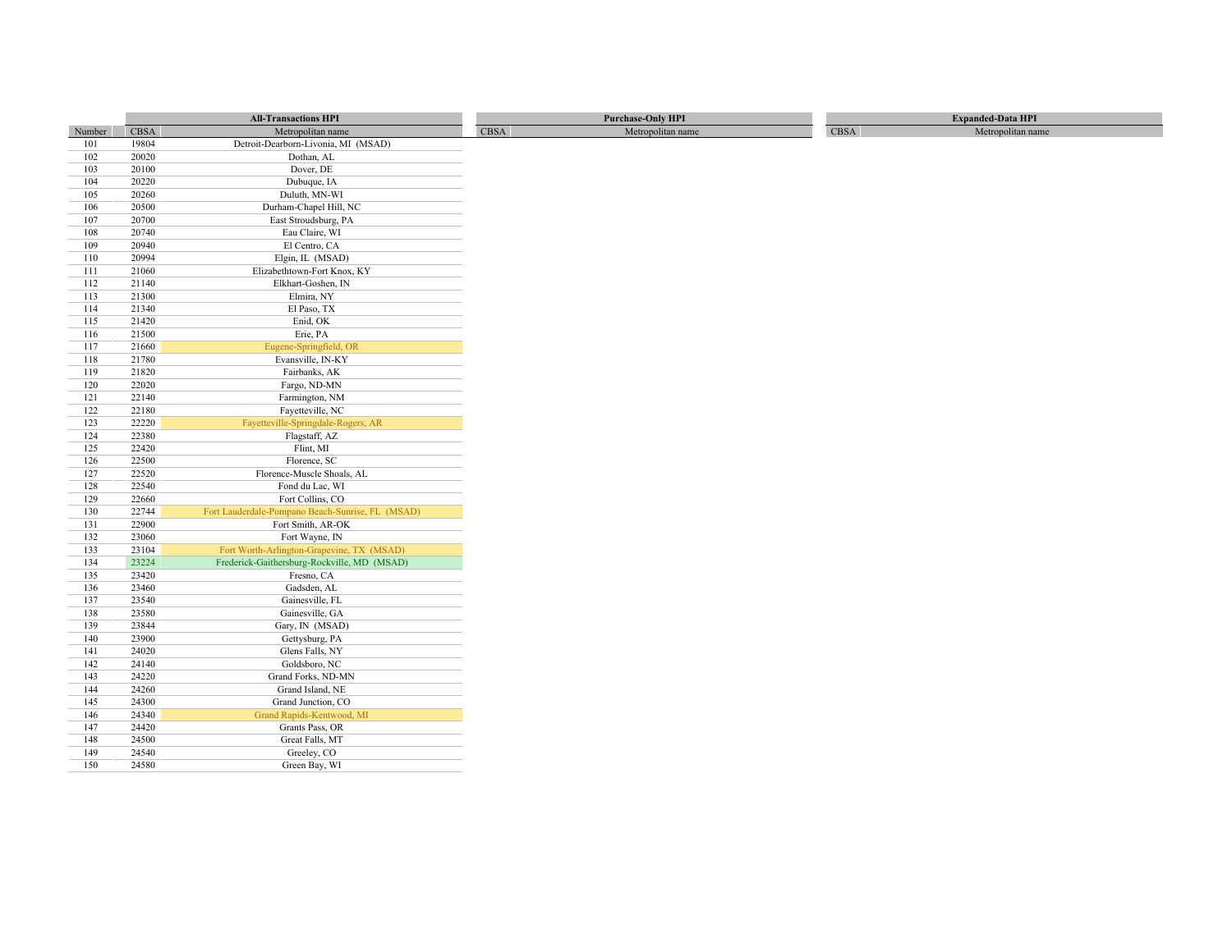| Number | All-Transactions HPI | | Purchase-Only HPI | | Expanded-Data HPI | |
|---|---|---|---|---|---|---|
| | CBSA | Metropolitan name | CBSA | Metropolitan name | CBSA | Metropolitan name |
| 101 | 19804 | Detroit-Dearborn-Livonia, MI (MSAD) | | | | |
| 102 | 20020 | Dothan, AL | | | | |
| 103 | 20100 | Dover, DE | | | | |
| 104 | 20220 | Dubuque, IA | | | | |
| 105 | 20260 | Duluth, MN-WI | | | | |
| 106 | 20500 | Durham-Chapel Hill, NC | | | | |
| 107 | 20700 | East Stroudsburg, PA | | | | |
| 108 | 20740 | Eau Claire, WI | | | | |
| 109 | 20940 | El Centro, CA | | | | |
| 110 | 20994 | Elgin, IL (MSAD) | | | | |
| 111 | 21060 | Elizabethtown-Fort Knox, KY | | | | |
| 112 | 21140 | Elkhart-Goshen, IN | | | | |
| 113 | 21300 | Elmira, NY | | | | |
| 114 | 21340 | El Paso, TX | | | | |
| 115 | 21420 | Enid, OK | | | | |
| 116 | 21500 | Erie, PA | | | | |
| 117 | 21660 | Eugene-Springfield, OR | | | | |
| 118 | 21780 | Evansville, IN-KY | | | | |
| 119 | 21820 | Fairbanks, AK | | | | |
| 120 | 22020 | Fargo, ND-MN | | | | |
| 121 | 22140 | Farmington, NM | | | | |
| 122 | 22180 | Fayetteville, NC | | | | |
| 123 | 22220 | Fayetteville-Springdale-Rogers, AR | | | | |
| 124 | 22380 | Flagstaff, AZ | | | | |
| 125 | 22420 | Flint, MI | | | | |
| 126 | 22500 | Florence, SC | | | | |
| 127 | 22520 | Florence-Muscle Shoals, AL | | | | |
| 128 | 22540 | Fond du Lac, WI | | | | |
| 129 | 22660 | Fort Collins, CO | | | | |
| 130 | 22744 | Fort Lauderdale-Pompano Beach-Sunrise, FL (MSAD) | | | | |
| 131 | 22900 | Fort Smith, AR-OK | | | | |
| 132 | 23060 | Fort Wayne, IN | | | | |
| 133 | 23104 | Fort Worth-Arlington-Grapevine, TX (MSAD) | | | | |
| 134 | 23224 | Frederick-Gaithersburg-Rockville, MD (MSAD) | | | | |
| 135 | 23420 | Fresno, CA | | | | |
| 136 | 23460 | Gadsden, AL | | | | |
| 137 | 23540 | Gainesville, FL | | | | |
| 138 | 23580 | Gainesville, GA | | | | |
| 139 | 23844 | Gary, IN (MSAD) | | | | |
| 140 | 23900 | Gettysburg, PA | | | | |
| 141 | 24020 | Glens Falls, NY | | | | |
| 142 | 24140 | Goldsboro, NC | | | | |
| 143 | 24220 | Grand Forks, ND-MN | | | | |
| 144 | 24260 | Grand Island, NE | | | | |
| 145 | 24300 | Grand Junction, CO | | | | |
| 146 | 24340 | Grand Rapids-Kentwood, MI | | | | |
| 147 | 24420 | Grants Pass, OR | | | | |
| 148 | 24500 | Great Falls, MT | | | | |
| 149 | 24540 | Greeley, CO | | | | |
| 150 | 24580 | Green Bay, WI | | | | |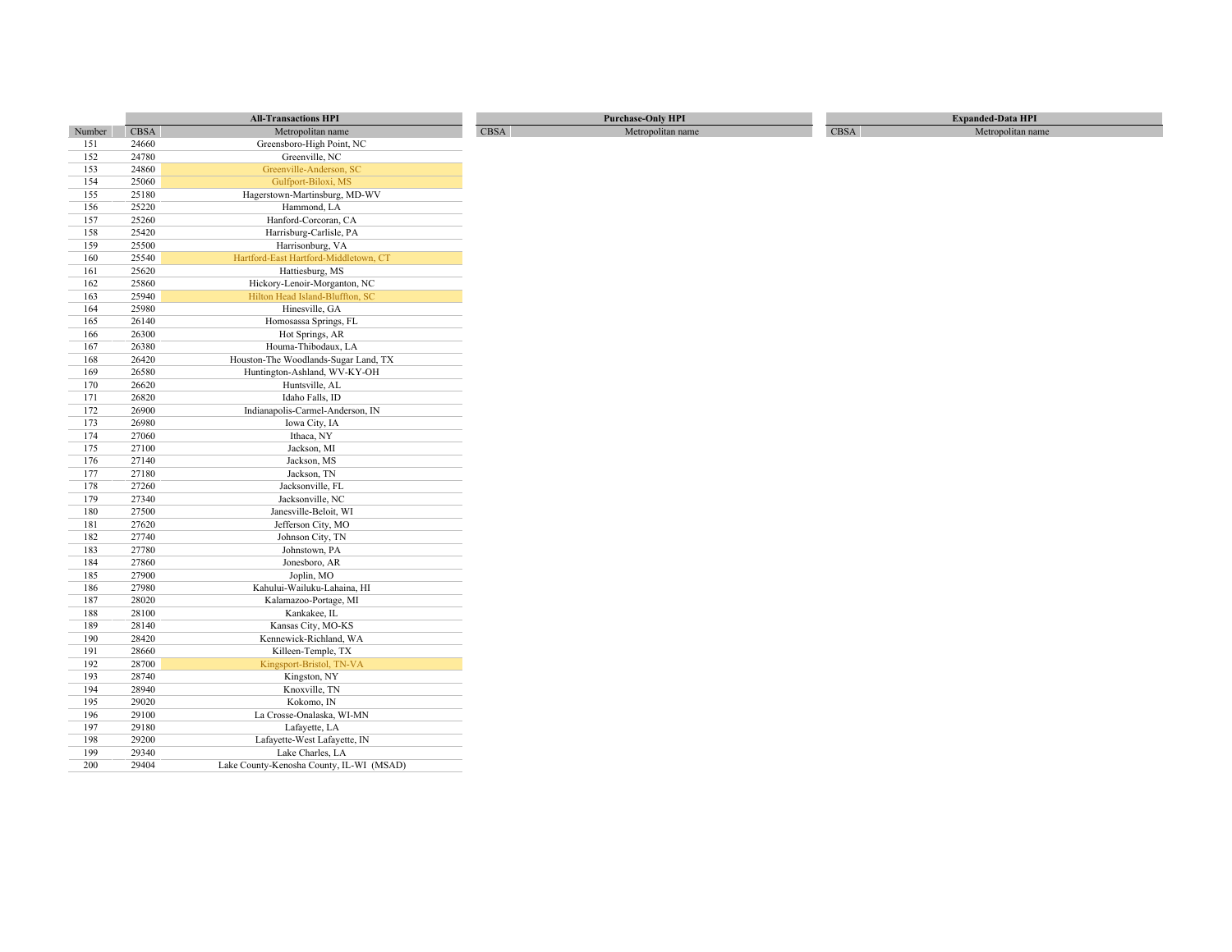| | All-Transactions HPI | | Purchase-Only HPI | | Expanded-Data HPI | |
|---|---|---|---|---|---|---|
| Number | CBSA | Metropolitan name | CBSA | Metropolitan name | CBSA | Metropolitan name |
| 151 | 24660 | Greensboro-High Point, NC | | | | |
| 152 | 24780 | Greenville, NC | | | | |
| 153 | 24860 | Greenville-Anderson, SC | | | | |
| 154 | 25060 | Gulfport-Biloxi, MS | | | | |
| 155 | 25180 | Hagerstown-Martinsburg, MD-WV | | | | |
| 156 | 25220 | Hammond, LA | | | | |
| 157 | 25260 | Hanford-Corcoran, CA | | | | |
| 158 | 25420 | Harrisburg-Carlisle, PA | | | | |
| 159 | 25500 | Harrisonburg, VA | | | | |
| 160 | 25540 | Hartford-East Hartford-Middletown, CT | | | | |
| 161 | 25620 | Hattiesburg, MS | | | | |
| 162 | 25860 | Hickory-Lenoir-Morganton, NC | | | | |
| 163 | 25940 | Hilton Head Island-Bluffton, SC | | | | |
| 164 | 25980 | Hinesville, GA | | | | |
| 165 | 26140 | Homosassa Springs, FL | | | | |
| 166 | 26300 | Hot Springs, AR | | | | |
| 167 | 26380 | Houma-Thibodaux, LA | | | | |
| 168 | 26420 | Houston-The Woodlands-Sugar Land, TX | | | | |
| 169 | 26580 | Huntington-Ashland, WV-KY-OH | | | | |
| 170 | 26620 | Huntsville, AL | | | | |
| 171 | 26820 | Idaho Falls, ID | | | | |
| 172 | 26900 | Indianapolis-Carmel-Anderson, IN | | | | |
| 173 | 26980 | Iowa City, IA | | | | |
| 174 | 27060 | Ithaca, NY | | | | |
| 175 | 27100 | Jackson, MI | | | | |
| 176 | 27140 | Jackson, MS | | | | |
| 177 | 27180 | Jackson, TN | | | | |
| 178 | 27260 | Jacksonville, FL | | | | |
| 179 | 27340 | Jacksonville, NC | | | | |
| 180 | 27500 | Janesville-Beloit, WI | | | | |
| 181 | 27620 | Jefferson City, MO | | | | |
| 182 | 27740 | Johnson City, TN | | | | |
| 183 | 27780 | Johnstown, PA | | | | |
| 184 | 27860 | Jonesboro, AR | | | | |
| 185 | 27900 | Joplin, MO | | | | |
| 186 | 27980 | Kahului-Wailuku-Lahaina, HI | | | | |
| 187 | 28020 | Kalamazoo-Portage, MI | | | | |
| 188 | 28100 | Kankakee, IL | | | | |
| 189 | 28140 | Kansas City, MO-KS | | | | |
| 190 | 28420 | Kennewick-Richland, WA | | | | |
| 191 | 28660 | Killeen-Temple, TX | | | | |
| 192 | 28700 | Kingsport-Bristol, TN-VA | | | | |
| 193 | 28740 | Kingston, NY | | | | |
| 194 | 28940 | Knoxville, TN | | | | |
| 195 | 29020 | Kokomo, IN | | | | |
| 196 | 29100 | La Crosse-Onalaska, WI-MN | | | | |
| 197 | 29180 | Lafayette, LA | | | | |
| 198 | 29200 | Lafayette-West Lafayette, IN | | | | |
| 199 | 29340 | Lake Charles, LA | | | | |
| 200 | 29404 | Lake County-Kenosha County, IL-WI (MSAD) | | | | |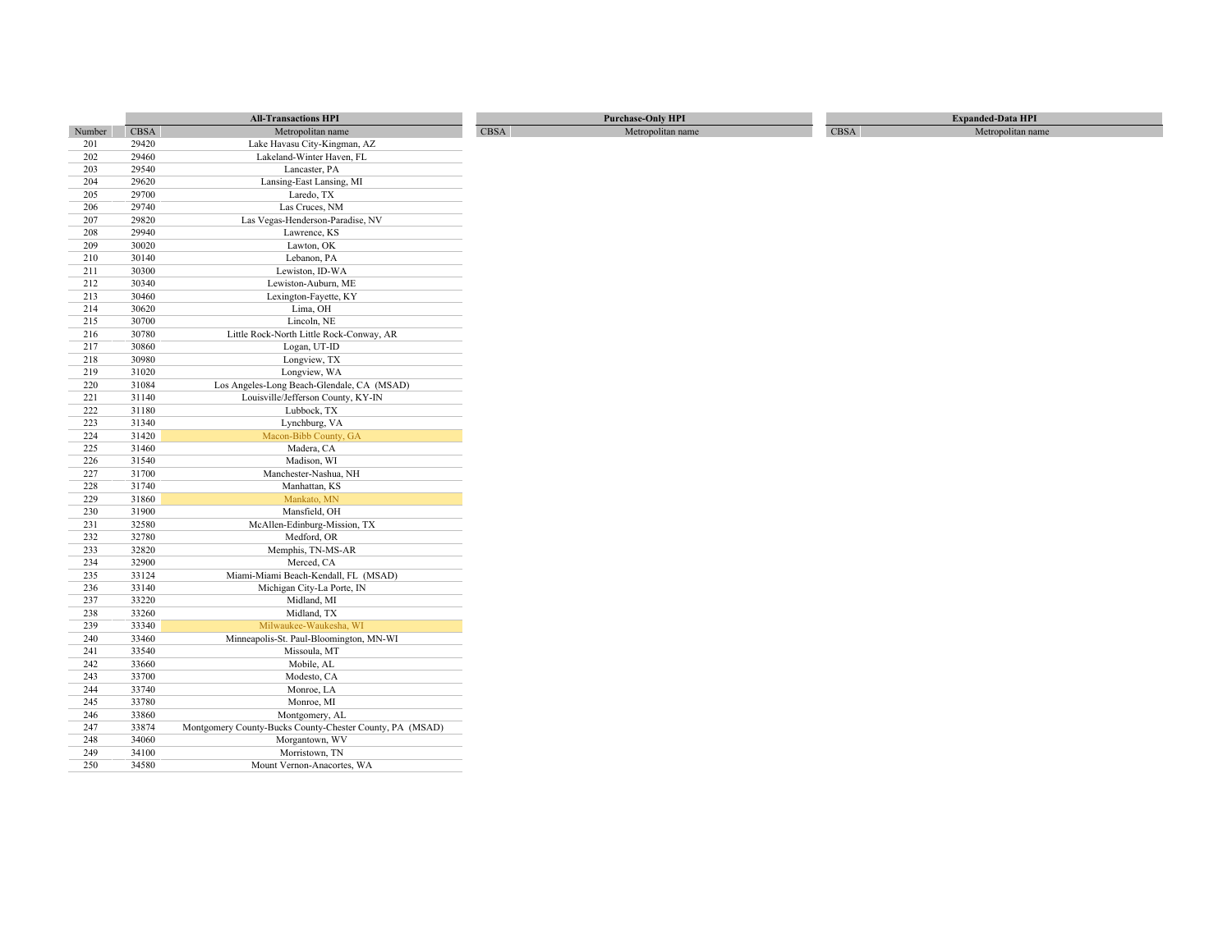| | All-Transactions HPI | | Purchase-Only HPI | | Expanded-Data HPI | |
|---|---|---|---|---|---|---|
| Number | CBSA | Metropolitan name | CBSA | Metropolitan name | CBSA | Metropolitan name |
| 201 | 29420 | Lake Havasu City-Kingman, AZ | | | | |
| 202 | 29460 | Lakeland-Winter Haven, FL | | | | |
| 203 | 29540 | Lancaster, PA | | | | |
| 204 | 29620 | Lansing-East Lansing, MI | | | | |
| 205 | 29700 | Laredo, TX | | | | |
| 206 | 29740 | Las Cruces, NM | | | | |
| 207 | 29820 | Las Vegas-Henderson-Paradise, NV | | | | |
| 208 | 29940 | Lawrence, KS | | | | |
| 209 | 30020 | Lawton, OK | | | | |
| 210 | 30140 | Lebanon, PA | | | | |
| 211 | 30300 | Lewiston, ID-WA | | | | |
| 212 | 30340 | Lewiston-Auburn, ME | | | | |
| 213 | 30460 | Lexington-Fayette, KY | | | | |
| 214 | 30620 | Lima, OH | | | | |
| 215 | 30700 | Lincoln, NE | | | | |
| 216 | 30780 | Little Rock-North Little Rock-Conway, AR | | | | |
| 217 | 30860 | Logan, UT-ID | | | | |
| 218 | 30980 | Longview, TX | | | | |
| 219 | 31020 | Longview, WA | | | | |
| 220 | 31084 | Los Angeles-Long Beach-Glendale, CA (MSAD) | | | | |
| 221 | 31140 | Louisville/Jefferson County, KY-IN | | | | |
| 222 | 31180 | Lubbock, TX | | | | |
| 223 | 31340 | Lynchburg, VA | | | | |
| 224 | 31420 | Macon-Bibb County, GA | | | | |
| 225 | 31460 | Madera, CA | | | | |
| 226 | 31540 | Madison, WI | | | | |
| 227 | 31700 | Manchester-Nashua, NH | | | | |
| 228 | 31740 | Manhattan, KS | | | | |
| 229 | 31860 | Mankato, MN | | | | |
| 230 | 31900 | Mansfield, OH | | | | |
| 231 | 32580 | McAllen-Edinburg-Mission, TX | | | | |
| 232 | 32780 | Medford, OR | | | | |
| 233 | 32820 | Memphis, TN-MS-AR | | | | |
| 234 | 32900 | Merced, CA | | | | |
| 235 | 33124 | Miami-Miami Beach-Kendall, FL (MSAD) | | | | |
| 236 | 33140 | Michigan City-La Porte, IN | | | | |
| 237 | 33220 | Midland, MI | | | | |
| 238 | 33260 | Midland, TX | | | | |
| 239 | 33340 | Milwaukee-Waukesha, WI | | | | |
| 240 | 33460 | Minneapolis-St. Paul-Bloomington, MN-WI | | | | |
| 241 | 33540 | Missoula, MT | | | | |
| 242 | 33660 | Mobile, AL | | | | |
| 243 | 33700 | Modesto, CA | | | | |
| 244 | 33740 | Monroe, LA | | | | |
| 245 | 33780 | Monroe, MI | | | | |
| 246 | 33860 | Montgomery, AL | | | | |
| 247 | 33874 | Montgomery County-Bucks County-Chester County, PA (MSAD) | | | | |
| 248 | 34060 | Morgantown, WV | | | | |
| 249 | 34100 | Morristown, TN | | | | |
| 250 | 34580 | Mount Vernon-Anacortes, WA | | | | |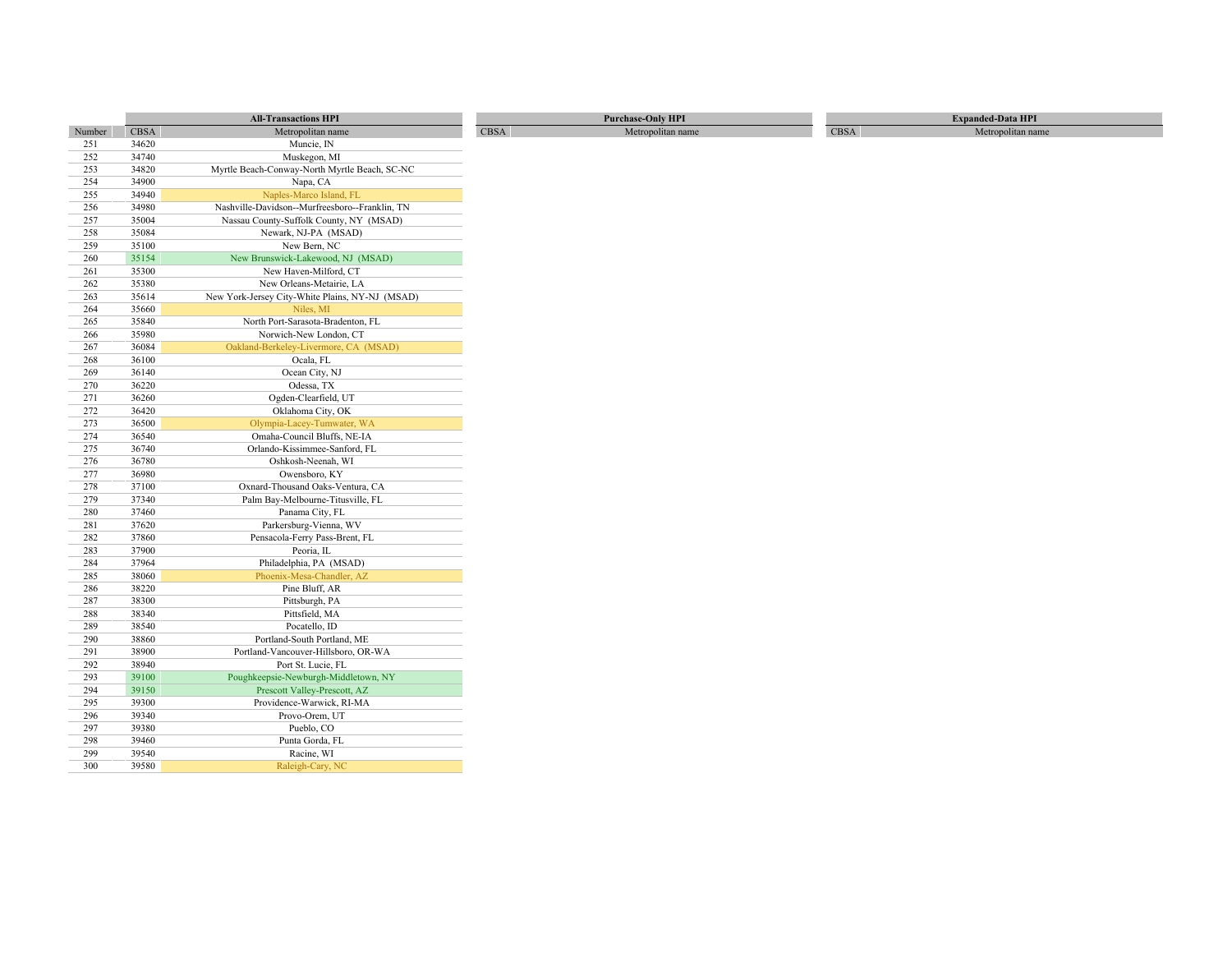| | All-Transactions HPI | | Purchase-Only HPI | | Expanded-Data HPI | |
|---|---|---|---|---|---|---|
| Number | CBSA | Metropolitan name | CBSA | Metropolitan name | CBSA | Metropolitan name |
| 251 | 34620 | Muncie, IN | | | | |
| 252 | 34740 | Muskegon, MI | | | | |
| 253 | 34820 | Myrtle Beach-Conway-North Myrtle Beach, SC-NC | | | | |
| 254 | 34900 | Napa, CA | | | | |
| 255 | 34940 | Naples-Marco Island, FL | | | | |
| 256 | 34980 | Nashville-Davidson--Murfreesboro--Franklin, TN | | | | |
| 257 | 35004 | Nassau County-Suffolk County, NY (MSAD) | | | | |
| 258 | 35084 | Newark, NJ-PA (MSAD) | | | | |
| 259 | 35100 | New Bern, NC | | | | |
| 260 | 35154 | New Brunswick-Lakewood, NJ (MSAD) | | | | |
| 261 | 35300 | New Haven-Milford, CT | | | | |
| 262 | 35380 | New Orleans-Metairie, LA | | | | |
| 263 | 35614 | New York-Jersey City-White Plains, NY-NJ (MSAD) | | | | |
| 264 | 35660 | Niles, MI | | | | |
| 265 | 35840 | North Port-Sarasota-Bradenton, FL | | | | |
| 266 | 35980 | Norwich-New London, CT | | | | |
| 267 | 36084 | Oakland-Berkeley-Livermore, CA (MSAD) | | | | |
| 268 | 36100 | Ocala, FL | | | | |
| 269 | 36140 | Ocean City, NJ | | | | |
| 270 | 36220 | Odessa, TX | | | | |
| 271 | 36260 | Ogden-Clearfield, UT | | | | |
| 272 | 36420 | Oklahoma City, OK | | | | |
| 273 | 36500 | Olympia-Lacey-Tumwater, WA | | | | |
| 274 | 36540 | Omaha-Council Bluffs, NE-IA | | | | |
| 275 | 36740 | Orlando-Kissimmee-Sanford, FL | | | | |
| 276 | 36780 | Oshkosh-Neenah, WI | | | | |
| 277 | 36980 | Owensboro, KY | | | | |
| 278 | 37100 | Oxnard-Thousand Oaks-Ventura, CA | | | | |
| 279 | 37340 | Palm Bay-Melbourne-Titusville, FL | | | | |
| 280 | 37460 | Panama City, FL | | | | |
| 281 | 37620 | Parkersburg-Vienna, WV | | | | |
| 282 | 37860 | Pensacola-Ferry Pass-Brent, FL | | | | |
| 283 | 37900 | Peoria, IL | | | | |
| 284 | 37964 | Philadelphia, PA (MSAD) | | | | |
| 285 | 38060 | Phoenix-Mesa-Chandler, AZ | | | | |
| 286 | 38220 | Pine Bluff, AR | | | | |
| 287 | 38300 | Pittsburgh, PA | | | | |
| 288 | 38340 | Pittsfield, MA | | | | |
| 289 | 38540 | Pocatello, ID | | | | |
| 290 | 38860 | Portland-South Portland, ME | | | | |
| 291 | 38900 | Portland-Vancouver-Hillsboro, OR-WA | | | | |
| 292 | 38940 | Port St. Lucie, FL | | | | |
| 293 | 39100 | Poughkeepsie-Newburgh-Middletown, NY | | | | |
| 294 | 39150 | Prescott Valley-Prescott, AZ | | | | |
| 295 | 39300 | Providence-Warwick, RI-MA | | | | |
| 296 | 39340 | Provo-Orem, UT | | | | |
| 297 | 39380 | Pueblo, CO | | | | |
| 298 | 39460 | Punta Gorda, FL | | | | |
| 299 | 39540 | Racine, WI | | | | |
| 300 | 39580 | Raleigh-Cary, NC | | | | |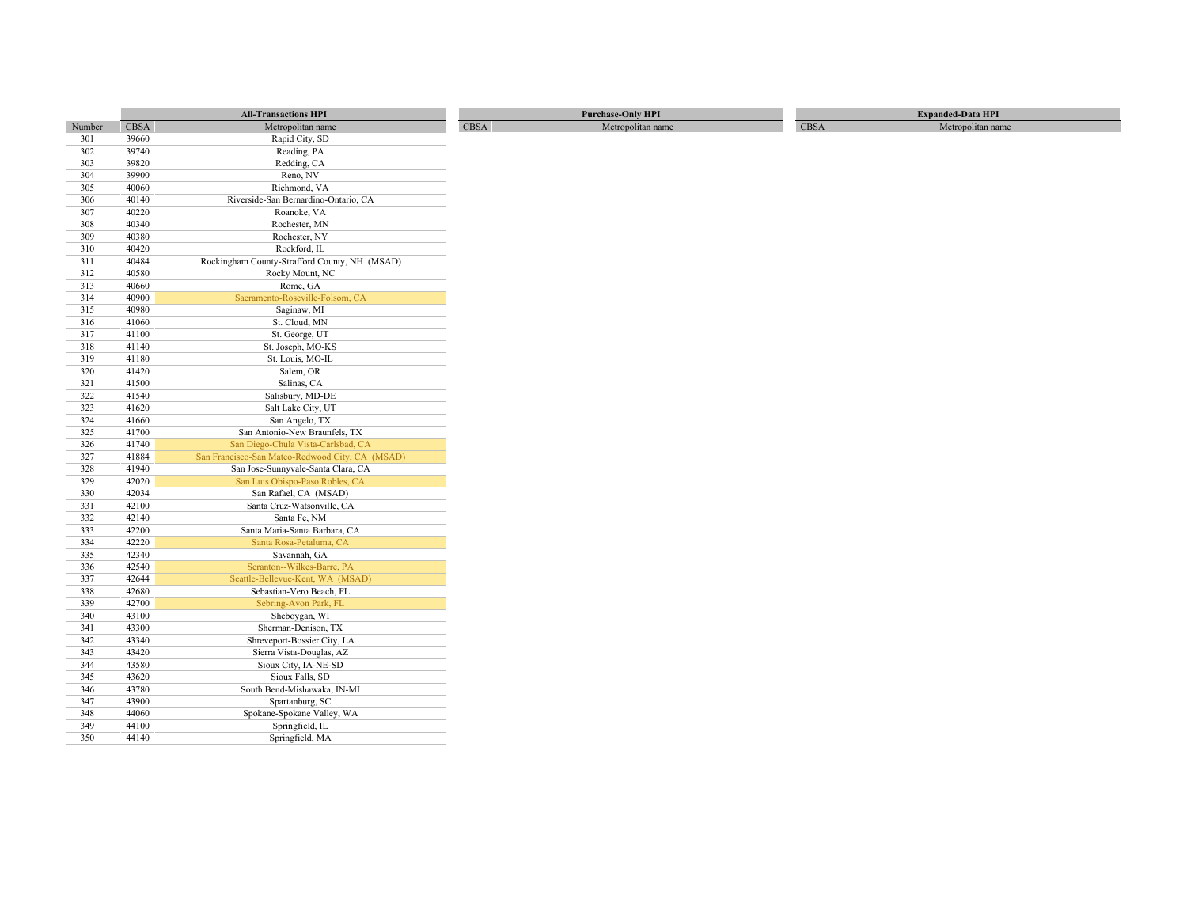| | All-Transactions HPI | | Purchase-Only HPI | | Expanded-Data HPI | |
|---|---|---|---|---|---|---|
| Number | CBSA | Metropolitan name | CBSA | Metropolitan name | CBSA | Metropolitan name |
| 301 | 39660 | Rapid City, SD | | | | |
| 302 | 39740 | Reading, PA | | | | |
| 303 | 39820 | Redding, CA | | | | |
| 304 | 39900 | Reno, NV | | | | |
| 305 | 40060 | Richmond, VA | | | | |
| 306 | 40140 | Riverside-San Bernardino-Ontario, CA | | | | |
| 307 | 40220 | Roanoke, VA | | | | |
| 308 | 40340 | Rochester, MN | | | | |
| 309 | 40380 | Rochester, NY | | | | |
| 310 | 40420 | Rockford, IL | | | | |
| 311 | 40484 | Rockingham County-Strafford County, NH (MSAD) | | | | |
| 312 | 40580 | Rocky Mount, NC | | | | |
| 313 | 40660 | Rome, GA | | | | |
| 314 | 40900 | Sacramento-Roseville-Folsom, CA | | | | |
| 315 | 40980 | Saginaw, MI | | | | |
| 316 | 41060 | St. Cloud, MN | | | | |
| 317 | 41100 | St. George, UT | | | | |
| 318 | 41140 | St. Joseph, MO-KS | | | | |
| 319 | 41180 | St. Louis, MO-IL | | | | |
| 320 | 41420 | Salem, OR | | | | |
| 321 | 41500 | Salinas, CA | | | | |
| 322 | 41540 | Salisbury, MD-DE | | | | |
| 323 | 41620 | Salt Lake City, UT | | | | |
| 324 | 41660 | San Angelo, TX | | | | |
| 325 | 41700 | San Antonio-New Braunfels, TX | | | | |
| 326 | 41740 | San Diego-Chula Vista-Carlsbad, CA | | | | |
| 327 | 41884 | San Francisco-San Mateo-Redwood City, CA (MSAD) | | | | |
| 328 | 41940 | San Jose-Sunnyvale-Santa Clara, CA | | | | |
| 329 | 42020 | San Luis Obispo-Paso Robles, CA | | | | |
| 330 | 42034 | San Rafael, CA (MSAD) | | | | |
| 331 | 42100 | Santa Cruz-Watsonville, CA | | | | |
| 332 | 42140 | Santa Fe, NM | | | | |
| 333 | 42200 | Santa Maria-Santa Barbara, CA | | | | |
| 334 | 42220 | Santa Rosa-Petaluma, CA | | | | |
| 335 | 42340 | Savannah, GA | | | | |
| 336 | 42540 | Scranton--Wilkes-Barre, PA | | | | |
| 337 | 42644 | Seattle-Bellevue-Kent, WA (MSAD) | | | | |
| 338 | 42680 | Sebastian-Vero Beach, FL | | | | |
| 339 | 42700 | Sebring-Avon Park, FL | | | | |
| 340 | 43100 | Sheboygan, WI | | | | |
| 341 | 43300 | Sherman-Denison, TX | | | | |
| 342 | 43340 | Shreveport-Bossier City, LA | | | | |
| 343 | 43420 | Sierra Vista-Douglas, AZ | | | | |
| 344 | 43580 | Sioux City, IA-NE-SD | | | | |
| 345 | 43620 | Sioux Falls, SD | | | | |
| 346 | 43780 | South Bend-Mishawaka, IN-MI | | | | |
| 347 | 43900 | Spartanburg, SC | | | | |
| 348 | 44060 | Spokane-Spokane Valley, WA | | | | |
| 349 | 44100 | Springfield, IL | | | | |
| 350 | 44140 | Springfield, MA | | | | |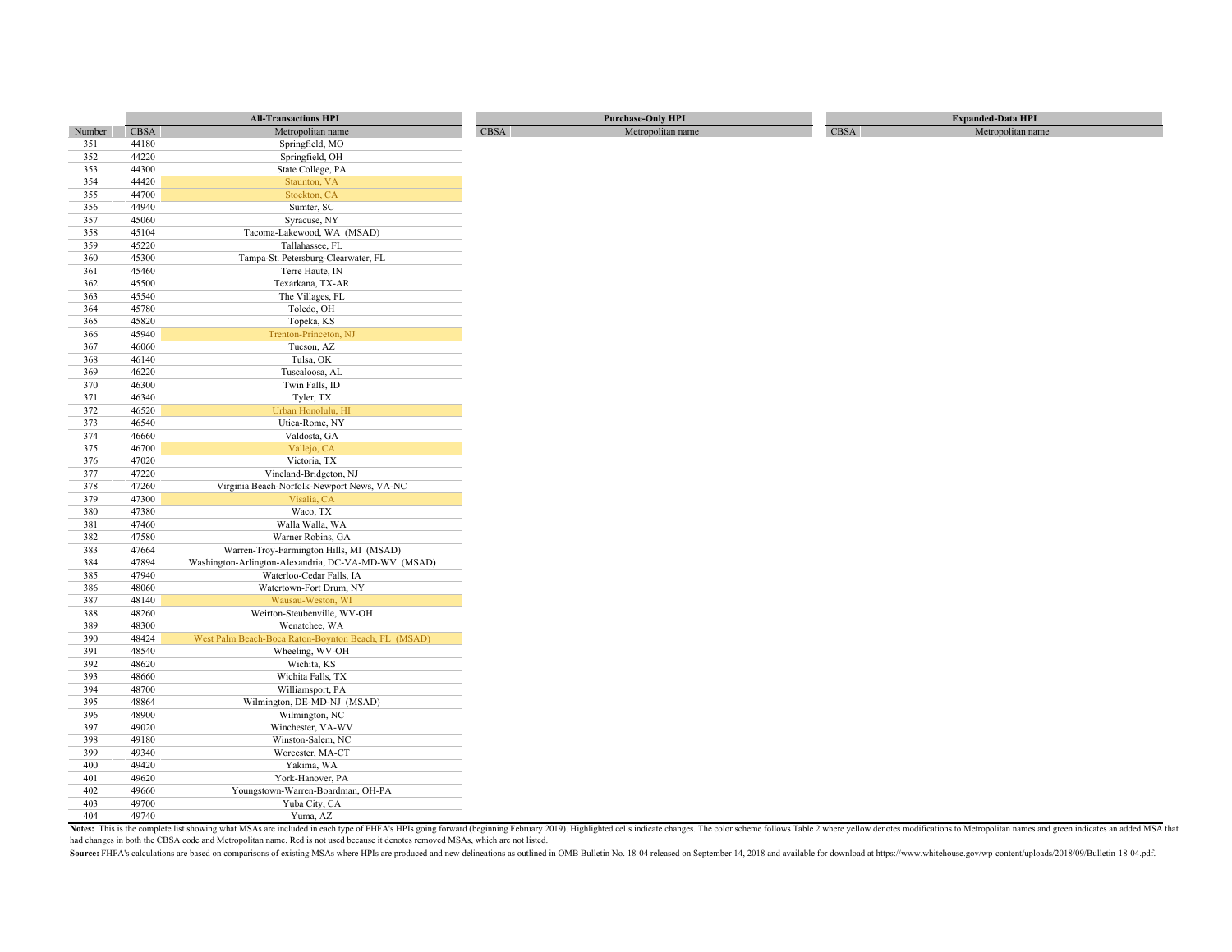| | All-Transactions HPI | | Purchase-Only HPI | | Expanded-Data HPI | |
|---|---|---|---|---|---|---|
| Number | CBSA | Metropolitan name | CBSA | Metropolitan name | CBSA | Metropolitan name |
| 351 | 44180 | Springfield, MO | | | | |
| 352 | 44220 | Springfield, OH | | | | |
| 353 | 44300 | State College, PA | | | | |
| 354 | 44420 | Staunton, VA | | | | |
| 355 | 44700 | Stockton, CA | | | | |
| 356 | 44940 | Sumter, SC | | | | |
| 357 | 45060 | Syracuse, NY | | | | |
| 358 | 45104 | Tacoma-Lakewood, WA (MSAD) | | | | |
| 359 | 45220 | Tallahassee, FL | | | | |
| 360 | 45300 | Tampa-St. Petersburg-Clearwater, FL | | | | |
| 361 | 45460 | Terre Haute, IN | | | | |
| 362 | 45500 | Texarkana, TX-AR | | | | |
| 363 | 45540 | The Villages, FL | | | | |
| 364 | 45780 | Toledo, OH | | | | |
| 365 | 45820 | Topeka, KS | | | | |
| 366 | 45940 | Trenton-Princeton, NJ | | | | |
| 367 | 46060 | Tucson, AZ | | | | |
| 368 | 46140 | Tulsa, OK | | | | |
| 369 | 46220 | Tuscaloosa, AL | | | | |
| 370 | 46300 | Twin Falls, ID | | | | |
| 371 | 46340 | Tyler, TX | | | | |
| 372 | 46520 | Urban Honolulu, HI | | | | |
| 373 | 46540 | Utica-Rome, NY | | | | |
| 374 | 46660 | Valdosta, GA | | | | |
| 375 | 46700 | Vallejo, CA | | | | |
| 376 | 47020 | Victoria, TX | | | | |
| 377 | 47220 | Vineland-Bridgeton, NJ | | | | |
| 378 | 47260 | Virginia Beach-Norfolk-Newport News, VA-NC | | | | |
| 379 | 47300 | Visalia, CA | | | | |
| 380 | 47380 | Waco, TX | | | | |
| 381 | 47460 | Walla Walla, WA | | | | |
| 382 | 47580 | Warner Robins, GA | | | | |
| 383 | 47664 | Warren-Troy-Farmington Hills, MI (MSAD) | | | | |
| 384 | 47894 | Washington-Arlington-Alexandria, DC-VA-MD-WV (MSAD) | | | | |
| 385 | 47940 | Waterloo-Cedar Falls, IA | | | | |
| 386 | 48060 | Watertown-Fort Drum, NY | | | | |
| 387 | 48140 | Wausau-Weston, WI | | | | |
| 388 | 48260 | Weirton-Steubenville, WV-OH | | | | |
| 389 | 48300 | Wenatchee, WA | | | | |
| 390 | 48424 | West Palm Beach-Boca Raton-Boynton Beach, FL (MSAD) | | | | |
| 391 | 48540 | Wheeling, WV-OH | | | | |
| 392 | 48620 | Wichita, KS | | | | |
| 393 | 48660 | Wichita Falls, TX | | | | |
| 394 | 48700 | Williamsport, PA | | | | |
| 395 | 48864 | Wilmington, DE-MD-NJ (MSAD) | | | | |
| 396 | 48900 | Wilmington, NC | | | | |
| 397 | 49020 | Winchester, VA-WV | | | | |
| 398 | 49180 | Winston-Salem, NC | | | | |
| 399 | 49340 | Worcester, MA-CT | | | | |
| 400 | 49420 | Yakima, WA | | | | |
| 401 | 49620 | York-Hanover, PA | | | | |
| 402 | 49660 | Youngstown-Warren-Boardman, OH-PA | | | | |
| 403 | 49700 | Yuba City, CA | | | | |
| 404 | 49740 | Yuma, AZ | | | | |

**Notes:** This is the complete list showing what MSAs are included in each type of FHFA's HPIs going forward (beginning February 2019). Highlighted cells indicate changes. The color scheme follows Table 2 where yellow denotes modifications to Metropolitan names and green indicates an added MSA that had changes in both the CBSA code and Metropolitan name. Red is not used because it denotes removed MSAs, which are not listed.

**Source:** FHFA's calculations are based on comparisons of existing MSAs where HPIs are produced and new delineations as outlined in OMB Bulletin No. 18-04 released on September 14, 2018 and available for download at https://www.whitehouse.gov/wp-content/uploads/2018/09/Bulletin-18-04.pdf.